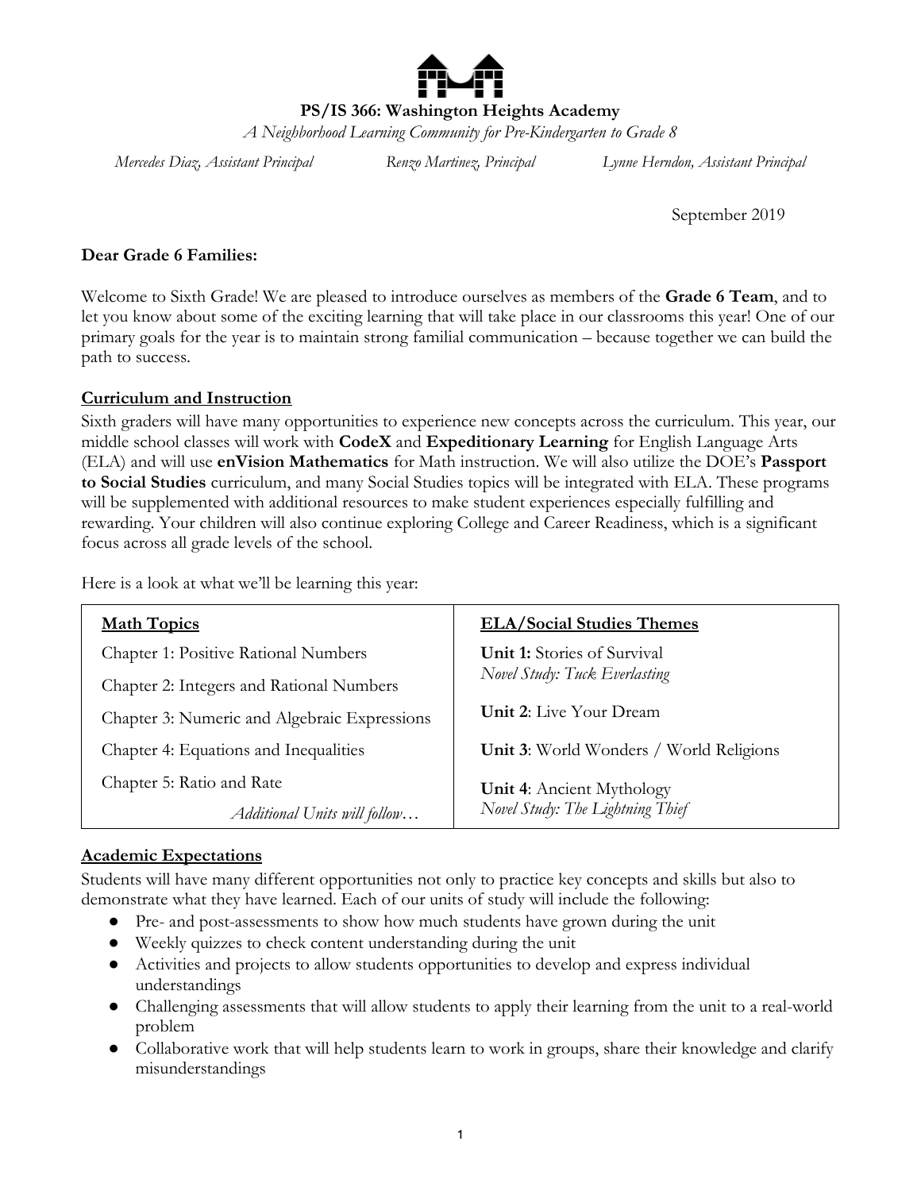**PS/IS 366: Washington Heights Academy**

*A Neighborhood Learning Community for Pre-Kindergarten to Grade 8*

*Mercedes Diaz, Assistant Principal* *Renzo Martinez, Principal* *Lynne Herndon, Assistant Principal*

September 2019

**Dear Grade 6 Families:**

Welcome to Sixth Grade! We are pleased to introduce ourselves as members of the **Grade 6 Team**, and to let you know about some of the exciting learning that will take place in our classrooms this year! One of our primary goals for the year is to maintain strong familial communication – because together we can build the path to success.

## Curriculum and Instruction

Sixth graders will have many opportunities to experience new concepts across the curriculum. This year, our middle school classes will work with **CodeX** and **Expeditionary Learning** for English Language Arts (ELA) and will use **enVision Mathematics** for Math instruction. We will also utilize the DOE's **Passport to Social Studies** curriculum, and many Social Studies topics will be integrated with ELA. These programs will be supplemented with additional resources to make student experiences especially fulfilling and rewarding. Your children will also continue exploring College and Career Readiness, which is a significant focus across all grade levels of the school.

Here is a look at what we'll be learning this year:

| Math Topics | ELA/Social Studies Themes |
| --- | --- |
| Chapter 1: Positive Rational Numbers | **Unit 1:** Stories of Survival<br>*Novel Study: Tuck Everlasting* |
| Chapter 2: Integers and Rational Numbers | |
| Chapter 3: Numeric and Algebraic Expressions | **Unit 2**: Live Your Dream |
| Chapter 4: Equations and Inequalities | **Unit 3**: World Wonders / World Religions |
| Chapter 5: Ratio and Rate | **Unit 4**: Ancient Mythology<br>*Novel Study: The Lightning Thief* |
| *Additional Units will follow…* | |

## Academic Expectations

Students will have many different opportunities not only to practice key concepts and skills but also to demonstrate what they have learned. Each of our units of study will include the following:

- Pre- and post-assessments to show how much students have grown during the unit
- Weekly quizzes to check content understanding during the unit
- Activities and projects to allow students opportunities to develop and express individual understandings
- Challenging assessments that will allow students to apply their learning from the unit to a real-world problem
- Collaborative work that will help students learn to work in groups, share their knowledge and clarify misunderstandings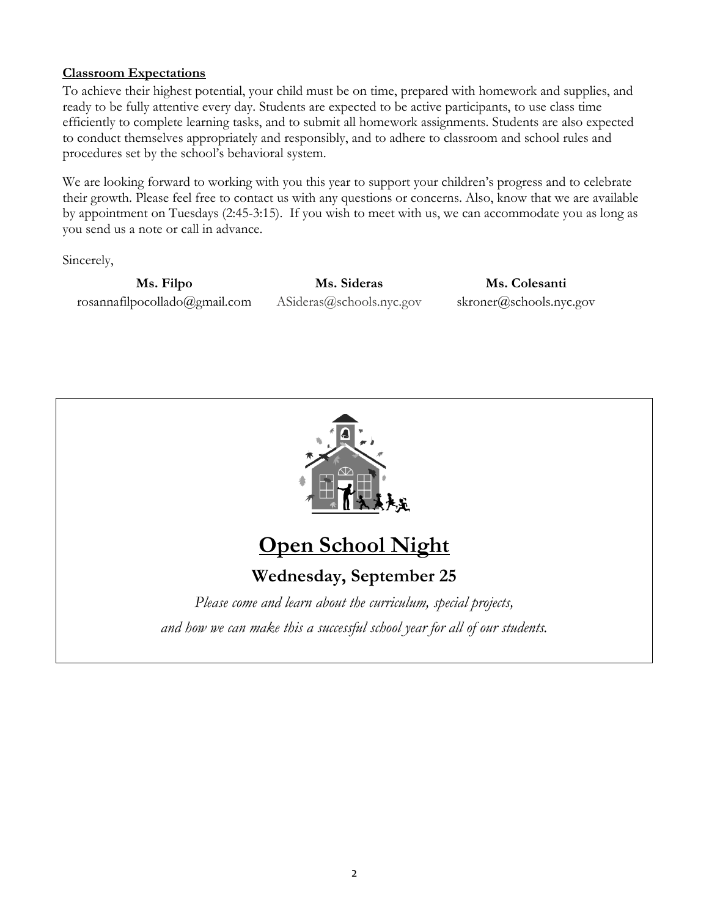**Classroom Expectations**

To achieve their highest potential, your child must be on time, prepared with homework and supplies, and ready to be fully attentive every day. Students are expected to be active participants, to use class time efficiently to complete learning tasks, and to submit all homework assignments. Students are also expected to conduct themselves appropriately and responsibly, and to adhere to classroom and school rules and procedures set by the school's behavioral system.

We are looking forward to working with you this year to support your children's progress and to celebrate their growth. Please feel free to contact us with any questions or concerns. Also, know that we are available by appointment on Tuesdays (2:45-3:15). If you wish to meet with us, we can accommodate you as long as you send us a note or call in advance.

Sincerely,

| **Ms. Filpo** | **Ms. Sideras** | **Ms. Colesanti** |
|---|---|---|
| rosannafilpocollado@gmail.com | ASideras@schools.nyc.gov | skroner@schools.nyc.gov |

# Open School Night

## Wednesday, September 25

*Please come and learn about the curriculum, special projects, and how we can make this a successful school year for all of our students.*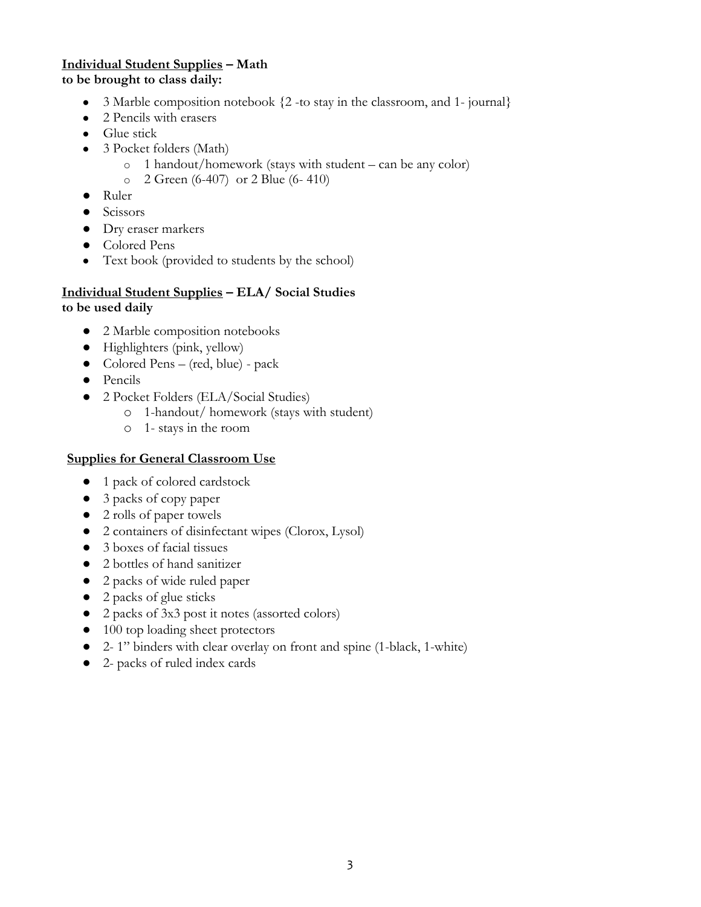**<u>Individual Student Supplies</u> – Math**
**to be brought to class daily:**

- 3 Marble composition notebook {2 -to stay in the classroom, and 1- journal}
- 2 Pencils with erasers
- Glue stick
- 3 Pocket folders (Math)
    - 1 handout/homework (stays with student – can be any color)
    - 2 Green (6-407) or 2 Blue (6- 410)
- Ruler
- Scissors
- Dry eraser markers
- Colored Pens
- Text book (provided to students by the school)

**<u>Individual Student Supplies</u> – ELA/ Social Studies**
**to be used daily**

- 2 Marble composition notebooks
- Highlighters (pink, yellow)
- Colored Pens – (red, blue) - pack
- Pencils
- 2 Pocket Folders (ELA/Social Studies)
    - 1-handout/ homework (stays with student)
    - 1- stays in the room

**<u>Supplies for General Classroom Use</u>**

- 1 pack of colored cardstock
- 3 packs of copy paper
- 2 rolls of paper towels
- 2 containers of disinfectant wipes (Clorox, Lysol)
- 3 boxes of facial tissues
- 2 bottles of hand sanitizer
- 2 packs of wide ruled paper
- 2 packs of glue sticks
- 2 packs of 3x3 post it notes (assorted colors)
- 100 top loading sheet protectors
- 2- 1" binders with clear overlay on front and spine (1-black, 1-white)
- 2- packs of ruled index cards